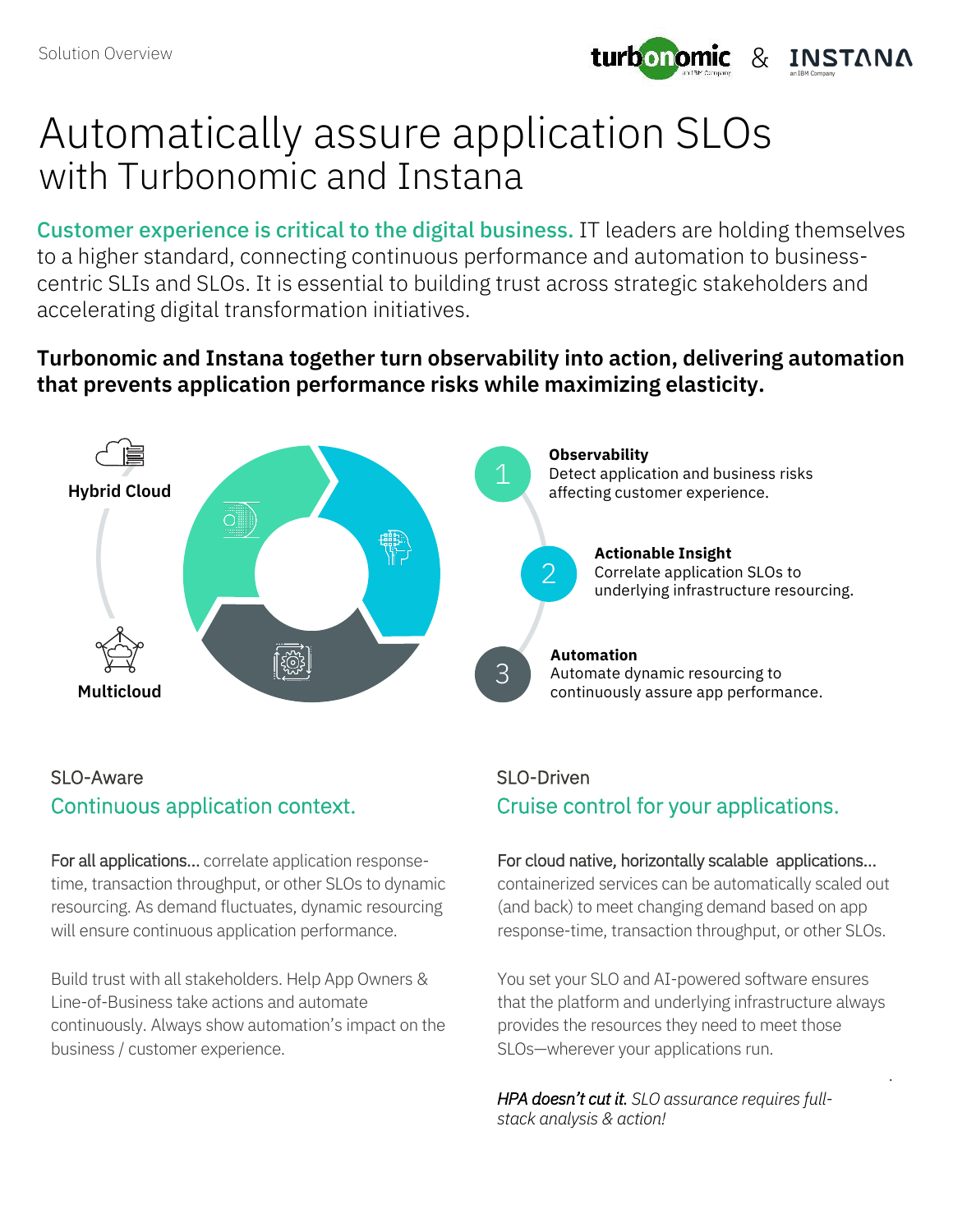Solution Overview

# Automatically assure application SLOs with Turbonomic and Instana

**Customer experience is critical to the digital business.** IT leaders are holding themselves to a higher standard, connecting continuous performance and automation to business-centric SLIs and SLOs. It is essential to building trust across strategic stakeholders and accelerating digital transformation initiatives.

**Turbonomic and Instana together turn observability into action, delivering automation that prevents application performance risks while maximizing elasticity.**

**Hybrid Cloud**

**Multicloud**

1. **Observability**
   Detect application and business risks affecting customer experience.
2. **Actionable Insight**
   Correlate application SLOs to underlying infrastructure resourcing.
3. **Automation**
   Automate dynamic resourcing to continuously assure app performance.

## SLO-Aware

### Continuous application context.

For all applications... correlate application response-time, transaction throughput, or other SLOs to dynamic resourcing. As demand fluctuates, dynamic resourcing will ensure continuous application performance.

Build trust with all stakeholders. Help App Owners & Line-of-Business take actions and automate continuously. Always show automation's impact on the business / customer experience.

## SLO-Driven

### Cruise control for your applications.

For cloud native, horizontally scalable applications... containerized services can be automatically scaled out (and back) to meet changing demand based on app response-time, transaction throughput, or other SLOs.

You set your SLO and AI-powered software ensures that the platform and underlying infrastructure always provides the resources they need to meet those SLOs—wherever your applications run.

*HPA doesn't cut it. SLO assurance requires full-stack analysis & action!*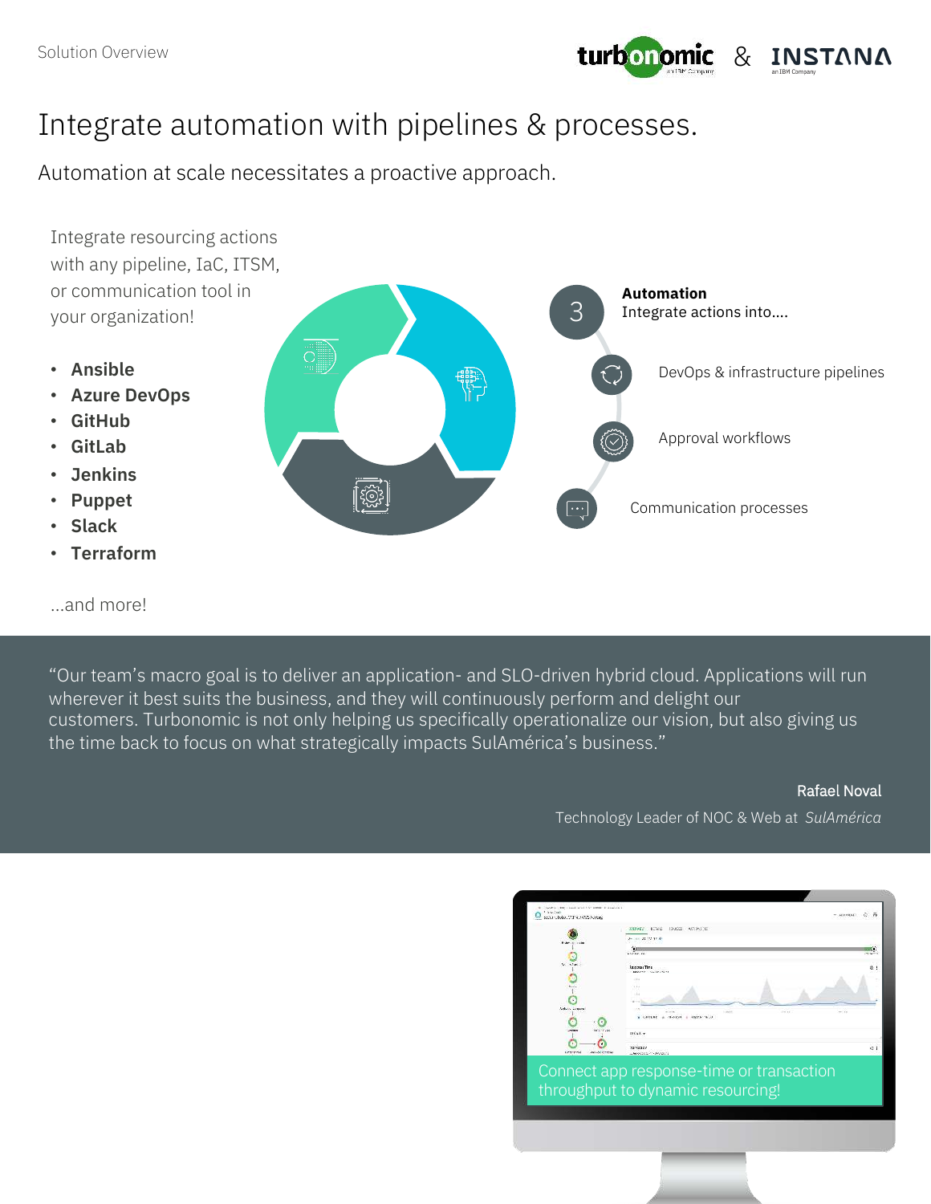Solution Overview

# Integrate automation with pipelines & processes.

Automation at scale necessitates a proactive approach.

Integrate resourcing actions with any pipeline, IaC, ITSM, or communication tool in your organization!

- **Ansible**
- **Azure DevOps**
- **GitHub**
- **GitLab**
- **Jenkins**
- **Puppet**
- **Slack**
- **Terraform**

...and more!

3 **Automation**
Integrate actions into....

- DevOps & infrastructure pipelines
- Approval workflows
- Communication processes

"Our team's macro goal is to deliver an application- and SLO-driven hybrid cloud. Applications will run wherever it best suits the business, and they will continuously perform and delight our customers. Turbonomic is not only helping us specifically operationalize our vision, but also giving us the time back to focus on what strategically impacts SulAmérica's business."

Rafael Noval
Technology Leader of NOC & Web at *SulAmérica*

Connect app response-time or transaction throughput to dynamic resourcing!